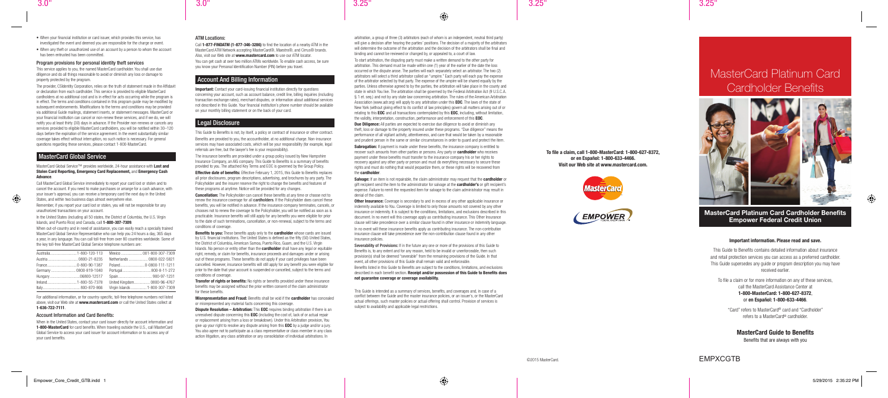- When your financial institution or card issuer, which provides this service, has investigated the event and deemed you are responsible for the charge or event.
- When any theft or unauthorized use of an account by a person to whom the account has been entrusted has been committed.

### Program provisions for personal identity theft services

This service applies to you, the named MasterCard cardholder. You shall use due diligence and do all things reasonable to avoid or diminish any loss or damage to property protected by the program.

The provider, CSIdentity Corporation, relies on the truth of statement made in the Affidavit or declaration from each cardholder. This service is provided to eligible MasterCard cardholders at no additional cost and is in effect for acts occurring while the program is in effect. The terms and conditions contained in this program guide may be modified by subsequent endorsements. Modifications to the terms and conditions may be provided via additional Guide mailings, statement inserts, or statement messages. MasterCard or your financial institution can cancel or non-renew these services, and if we do, we will notify you at least thirty (30) days in advance. If the Provider non-renews or cancels any services provided to eligible MasterCard cardholders, you will be notified within 30–120 days before the expiration of the service agreement. In the event substantially similar coverage takes effect without interruption, no such notice is necessary. For general questions regarding these services, please contact 1-800-MasterCard.

## MasterCard Global Service

MasterCard Global Service™ provides worldwide, 24-hour assistance with **Lost and Stolen Card Reporting, Emergency Card Replacement,** and **Emergency Cash Advance**.

Call MasterCard Global Service immediately to report your card lost or stolen and to cancel the account. If you need to make purchases or arrange for a cash advance, with your issuer's approval, you can receive a temporary card the next day in the United States, and within two business days almost everywhere else.

Remember, if you report your card lost or stolen, you will not be responsible for any unauthorized transactions on your account.

In the United States (including all 50 states, the District of Columbia, the U.S. Virgin Islands, and Puerto Rico) and Canada, call **1-800-307-7309**.

When out-of-country and in need of assistance, you can easily reach a specially trained MasterCard Global Service Representative who can help you 24 hours a day, 365 days a year, in any language. You can call toll-free from over 80 countries worldwide. Some of the key toll-free MasterCard Global Service telephone numbers are:

| Country | Number | Country | Number |
|---|---|---|---|
| Australia | 1-800-120-113 | Mexico | 001-800-307-7309 |
| Austria | 0800-21-8235 | Netherlands | 0800-022-5821 |
| France | 0-800-90-1387 | Poland | 0-0800-111-1211 |
| Germany | 0800-819-1040 | Portugal | 800-8-11-272 |
| Hungary | 06800-12517 | Spain | 900-97-1231 |
| Ireland | 1-800-55-7378 | United Kingdom | 0800-96-4767 |
| Italy | 800-870-866 | Virgin Islands | 1-800-307-7309 |

For additional information, or for country-specific, toll-free telephone numbers not listed above, visit our Web site at **www.mastercard.com** or call the United States collect at **1-636-722-7111**.

### Account Information and Card Benefits:

When in the United States, contact your card issuer directly for account information and **1-800-MasterCard** for card benefits. When traveling outside the U.S., call MasterCard Global Service to access your card issuer for account information or to access any of your card benefits.

### ATM Locations:

Call **1-877-FINDATM (1-877-346-3286)** to find the location of a nearby ATM in the MasterCard ATM Network accepting MasterCard®, Maestro®, and Cirrus® brands. Also, visit our Web site at **www.mastercard.com** to use our ATM locator. You can get cash at over two million ATMs worldwide. To enable cash access, be sure you know your Personal Identification Number (PIN) before you travel.

## Account And Billing Information

**Important:** Contact your card-issuing financial institution directly for questions concerning your account, such as account balance, credit line, billing inquiries (including transaction exchange rates), merchant disputes, or information about additional services not described in this Guide. Your financial institution's phone number should be available on your monthly billing statement or on the back of your card.

## Legal Disclosure

This Guide to Benefits is not, by itself, a policy or contract of insurance or other contract. Benefits are provided to you, the accountholder, at no additional charge. Non-insurance services may have associated costs, which will be your responsibility (for example, legal referrals are free, but the lawyer's fee is your responsibility).

The insurance benefits are provided under a group policy issued by New Hampshire Insurance Company, an AIG company. This Guide to Benefits is a summary of benefits provided to you. The attached Key Terms and EOC is governed by the Group Policy.

**Effective date of benefits:** Effective February 1, 2015, this Guide to Benefits replaces all prior disclosures, program descriptions, advertising, and brochures by any party. The Policyholder and the insurer reserve the right to change the benefits and features of these programs at anytime. Notice will be provided for any changes.

**Cancellation:** The Policyholder can cancel these benefits at any time or choose not to renew the insurance coverage for all **cardholders**. If the Policyholder does cancel these benefits, you will be notified in advance. If the insurance company terminates, cancels, or chooses not to renew the coverage to the Policyholder, you will be notified as soon as is practicable. Insurance benefits will still apply for any benefits you were eligible for prior to the date of such terminations, cancellation, or non-renewal, subject to the terms and conditions of coverage.

**Benefits to you:** These benefits apply only to the **cardholder** whose cards are issued by U.S. financial institutions. The United States is defined as the fifty (50) United States, the District of Columbia, American Samoa, Puerto Rico, Guam, and the U.S. Virgin Islands. No person or entity other than the **cardholder** shall have any legal or equitable right, remedy, or claim for benefits, insurance proceeds and damages under or arising out of these programs. These benefits do not apply if your card privileges have been cancelled. However, insurance benefits will still apply for any benefit you were eligible for prior to the date that your account is suspended or cancelled, subject to the terms and conditions of coverage.

**Transfer of rights or benefits:** No rights or benefits provided under these insurance benefits may be assigned without the prior written consent of the claim administrator for these benefits.

**Misrepresentation and Fraud:** Benefits shall be void if the **cardholder** has concealed or misrepresented any material facts concerning this coverage.

**Dispute Resolution – Arbitration:** This **EOC** requires binding arbitration if there is an unresolved dispute concerning this **EOC** (including the cost of, lack of or actual repair or replacement arising from a loss or breakdown). Under this Arbitration provision, You give up your right to resolve any dispute arising from this **EOC** by a judge and/or a jury. You also agree not to participate as a class representative or class member in any class action litigation, any class arbitration or any consolidation of individual arbitrations. In arbitration, a group of three (3) arbitrators (each of whom is an independent, neutral third party) will give a decision after hearing the parties' positions. The decision of a majority of the arbitrators will determine the outcome of the arbitration and the decision of the arbitrators shall be final and binding and cannot be reviewed or changed by, or appealed to, a court of law.

To start arbitration, the disputing party must make a written demand to the other party for arbitration. This demand must be made within one (1) year of the earlier of the date the loss occurred or the dispute arose. The parties will each separately select an arbitrator. The two (2) arbitrators will select a third arbitrator called an "umpire." Each party will each pay the expense of the arbitrator selected by that party. The expense of the umpire will be shared equally by the parties. Unless otherwise agreed to by the parties, the arbitration will take place in the county and state in which You live. The arbitration shall be governed by the Federal Arbitration Act (9 U.S.C.A. § 1 et. seq.) and not by any state law concerning arbitration. The rules of the American Arbitration Association (www.adr.org) will apply to any arbitration under this **EOC**. The laws of the state of New York (without giving effect to its conflict of law principles) govern all matters arising out of or relating to this **EOC** and all transactions contemplated by this **EOC**, including, without limitation, the validity, interpretation, construction, performance and enforcement of this **EOC**.

**Due Diligence:** All parties are expected to exercise due diligence to avoid or diminish any theft, loss or damage to the property insured under these programs. "Due diligence" means the performance of all vigilant activity, attentiveness, and care that would be taken by a reasonable and prudent person in the same or similar circumstances in order to guard and protect the item.

**Subrogation:** If payment is made under these benefits, the insurance company is entitled to recover such amounts from other parties or persons. Any party or **cardholder** who receives payment under these benefits must transfer to the insurance company his or her rights to recovery against any other party or person and must do everything necessary to secure these rights and must do nothing that would jeopardize them, or these rights will be recovered from the **cardholder**.

**Salvage:** If an item is not repairable, the claim administrator may request that the **cardholder** or gift recipient send the item to the administrator for salvage at the **cardholder's** or gift recipient's expense. Failure to remit the requested item for salvage to the claim administrator may result in denial of the claim.

**Other Insurance:** Coverage is secondary to and in excess of any other applicable insurance or indemnity available to You. Coverage is limited to only those amounts not covered by any other insurance or indemnity. It is subject to the conditions, limitations, and exclusions described in this document. In no event will this coverage apply as contributing insurance. This Other Insurance clause will take precedence over a similar clause found in other insurance or indemnity language.

In no event will these insurance benefits apply as contributing insurance. The non-contribution insurance clause will take precedence over the non-contribution clause found in any other insurance policies.

**Severability of Provisions:** If in the future any one or more of the provisions of this Guide to Benefits is, to any extent and for any reason, held to be invalid or unenforceable, then such provision(s) shall be deemed "severable" from the remaining provisions of the Guide. In that event, all other provisions of this Guide shall remain valid and enforceable.

Benefits listed in this Guide to Benefits are subject to the conditions, limitations, and exclusions described in each benefit section. **Receipt and/or possession of this Guide to Benefits does not guarantee coverage or coverage availability.**

This Guide is intended as a summary of services, benefits, and coverages and, in case of a conflict between the Guide and the master insurance policies, or an issuer's, or the MasterCard actual offerings, such master policies or actual offering shall control. Provision of services is subject to availability and applicable legal restrictions.

**To file a claim, call 1-800-MasterCard: 1-800-627-8372, or en Español: 1-800-633-4466. Visit our Web site at www.mastercard.com.**

©2015 MasterCard.

# MasterCard Platinum Card Cardholder Benefits

**MasterCard Platinum Card Cardholder Benefits**
**Empower Federal Credit Union**

**Important information. Please read and save.**

This Guide to Benefits contains detailed information about insurance and retail protection services you can access as a preferred cardholder. This Guide supersedes any guide or program description you may have received earlier.

To file a claim or for more information on any of these services, call the MasterCard Assistance Center at **1-800-MasterCard: 1-800-627-8372**, or **en Español: 1-800-633-4466**.

"Card" refers to MasterCard® card and "Cardholder" refers to a MasterCard® cardholder.

**MasterCard Guide to Benefits**

Benefits that are always with you

EMPXCGTB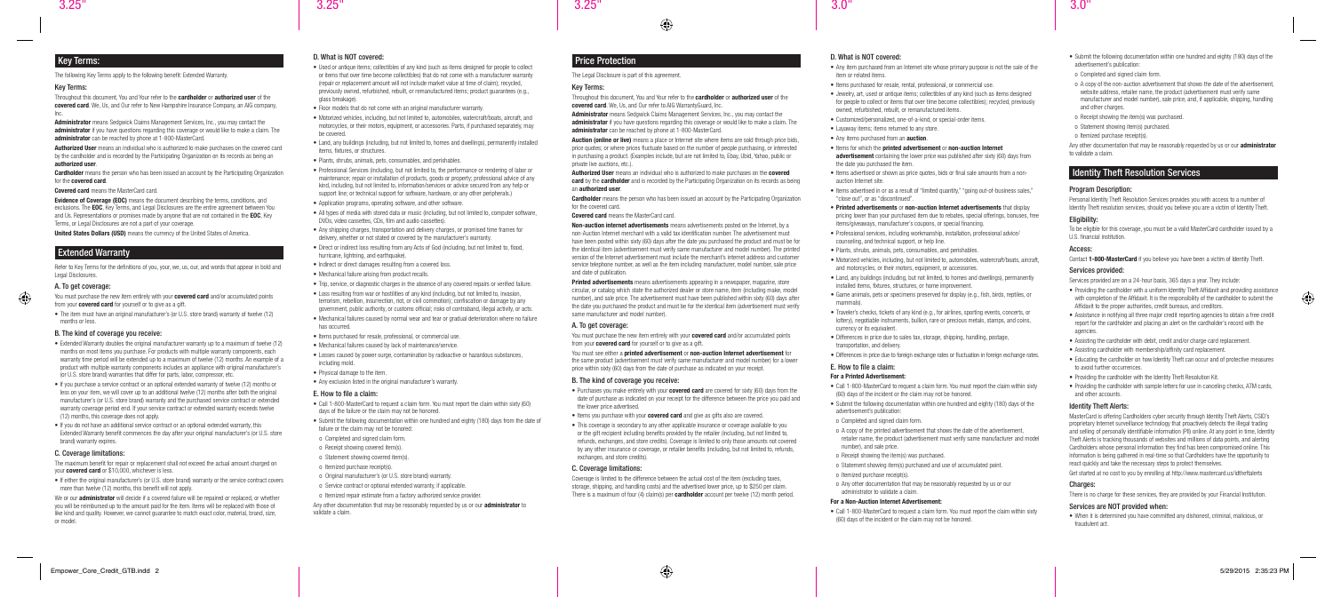## Key Terms:

The following Key Terms apply to the following benefit: Extended Warranty.

### Key Terms:

Throughout this document, You and Your refer to the **cardholder** or **authorized user** of the **covered card**. We, Us, and Our refer to New Hampshire Insurance Company, an AIG company, Inc.

**Administrator** means Sedgwick Claims Management Services, Inc., you may contact the **administrator** if you have questions regarding this coverage or would like to make a claim. The **administrator** can be reached by phone at 1-800-MasterCard.

**Authorized User** means an individual who is authorized to make purchases on the covered card by the cardholder and is recorded by the Participating Organization on its records as being an **authorized user**.

**Cardholder** means the person who has been issued an account by the Participating Organization for the **covered card**.

**Covered card** means the MasterCard card.

**Evidence of Coverage (EOC)** means the document describing the terms, conditions, and exclusions. The **EOC**, Key Terms, and Legal Disclosures are the entire agreement between You and Us. Representations or promises made by anyone that are not contained in the **EOC**, Key Terms, or Legal Disclosures are not a part of your coverage.

**United States Dollars (USD)** means the currency of the United States of America.

## Extended Warranty

Refer to Key Terms for the definitions of you, your, we, us, our, and words that appear in bold and Legal Disclosures.

### A. To get coverage:

You must purchase the new item entirely with your **covered card** and/or accumulated points from your **covered card** for yourself or to give as a gift.

- The item must have an original manufacturer's (or U.S. store brand) warranty of twelve (12) months or less.

### B. The kind of coverage you receive:

- Extended Warranty doubles the original manufacturer warranty up to a maximum of twelve (12) months on most items you purchase. For products with multiple warranty components, each warranty time period will be extended up to a maximum of twelve (12) months. An example of a product with multiple warranty components includes an appliance with original manufacturer's (or U.S. store brand) warranties that differ for parts, labor, compressor, etc.
- If you purchase a service contract or an optional extended warranty of twelve (12) months or less on your item, we will cover up to an additional twelve (12) months after both the original manufacturer's (or U.S. store brand) warranty and the purchased service contract or extended warranty coverage period end. If your service contract or extended warranty exceeds twelve (12) months, this coverage does not apply.
- If you do not have an additional service contract or an optional extended warranty, this Extended Warranty benefit commences the day after your original manufacturer's (or U.S. store brand) warranty expires.

### C. Coverage limitations:

The maximum benefit for repair or replacement shall not exceed the actual amount charged on your **covered card** or $10,000, whichever is less.

- If either the original manufacturer's (or U.S. store brand) warranty or the service contract covers more than twelve (12) months, this benefit will not apply.

We or our **administrator** will decide if a covered failure will be repaired or replaced, or whether you will be reimbursed up to the amount paid for the item. Items will be replaced with those of like kind and quality. However, we cannot guarantee to match exact color, material, brand, size, or model.

### D. What is NOT covered:

- Used or antique items; collectibles of any kind (such as items designed for people to collect or items that over time become collectibles) that do not come with a manufacturer warranty (repair or replacement amount will not include market value at time of claim); recycled, previously owned, refurbished, rebuilt, or remanufactured items; product guarantees (e.g., glass breakage).
- Floor models that do not come with an original manufacturer warranty.
- Motorized vehicles, including, but not limited to, automobiles, watercraft/boats, aircraft, and motorcycles, or their motors, equipment, or accessories. Parts, if purchased separately, may be covered.
- Land, any buildings (including, but not limited to, homes and dwellings), permanently installed items, fixtures, or structures.
- Plants, shrubs, animals, pets, consumables, and perishables.
- Professional Services (including, but not limited to, the performance or rendering of labor or maintenance; repair or installation of products, goods or property; professional advice of any kind, including, but not limited to, information/services or advice secured from any help or support line; or technical support for software, hardware, or any other peripherals.)
- Application programs, operating software, and other software.
- All types of media with stored data or music (including, but not limited to, computer software, DVDs, video cassettes, CDs, film and audio cassettes).
- Any shipping charges, transportation and delivery charges, or promised time frames for delivery, whether or not stated or covered by the manufacturer's warranty.
- Direct or indirect loss resulting from any Acts of God (including, but not limited to, flood, hurricane, lightning, and earthquake).
- Indirect or direct damages resulting from a covered loss.
- Mechanical failure arising from product recalls.
- Trip, service, or diagnostic charges in the absence of any covered repairs or verified failure.
- Loss resulting from war or hostilities of any kind (including, but not limited to, invasion, terrorism, rebellion, insurrection, riot, or civil commotion); confiscation or damage by any government, public authority, or customs official; risks of contraband, illegal activity, or acts.
- Mechanical failures caused by normal wear and tear or gradual deterioration where no failure has occurred.
- Items purchased for resale, professional, or commercial use.
- Mechanical failures caused by lack of maintenance/service.
- Losses caused by power surge, contamination by radioactive or hazardous substances, including mold.
- Physical damage to the item.
- Any exclusion listed in the original manufacturer's warranty.

### E. How to file a claim:

- Call 1-800-MasterCard to request a claim form. You must report the claim within sixty (60) days of the failure or the claim may not be honored.
- Submit the following documentation within one hundred and eighty (180) days from the date of failure or the claim may not be honored:
  - o Completed and signed claim form.
  - o Receipt showing covered item(s).
  - o Statement showing covered item(s).
  - o Itemized purchase receipt(s).
  - o Original manufacturer's (or U.S. store brand) warranty.
  - o Service contract or optional extended warranty, if applicable.
  - o Itemized repair estimate from a factory authorized service provider.

Any other documentation that may be reasonably requested by us or our **administrator** to validate a claim.

## Price Protection

The Legal Disclosure is part of this agreement.

### Key Terms:

Throughout this document, You and Your refer to the **cardholder** or **authorized user** of the **covered card**. We, Us, and Our refer to AIG WarrantyGuard, Inc.

**Administrator** means Sedgwick Claims Management Services, Inc., you may contact the **administrator** if you have questions regarding this coverage or would like to make a claim. The **administrator** can be reached by phone at 1-800-MasterCard.

**Auction (online or live)** means a place or Internet site where items are sold through price bids, price quotes; or where prices fluctuate based on the number of people purchasing, or interested in purchasing a product. (Examples include, but are not limited to, Ebay, Ubid, Yahoo, public or private live auctions, etc.).

**Authorized User** means an individual who is authorized to make purchases on the **covered card** by the **cardholder** and is recorded by the Participating Organization on its records as being an **authorized user**.

**Cardholder** means the person who has been issued an account by the Participating Organization for the covered card.

**Covered card** means the MasterCard card.

**Non-auction internet advertisements** means advertisements posted on the Internet, by a non-Auction Internet merchant with a valid tax identification number. The advertisement must have been posted within sixty (60) days after the date you purchased the product and must be for the identical item (advertisement must verify same manufacturer and model number). The printed version of the Internet advertisement must include the merchant's internet address and customer service telephone number, as well as the item including manufacturer, model number, sale price and date of publication.

**Printed advertisements** means advertisements appearing in a newspaper, magazine, store circular, or catalog which state the authorized dealer or store name, item (including make, model number), and sale price. The advertisement must have been published within sixty (60) days after the date you purchased the product and must be for the identical item (advertisement must verify same manufacturer and model number).

### A. To get coverage:

You must purchase the new item entirely with your **covered card** and/or accumulated points from your **covered card** for yourself or to give as a gift.

You must see either a **printed advertisement** or **non-auction Internet advertisement** for the same product (advertisement must verify same manufacturer and model number) for a lower price within sixty (60) days from the date of purchase as indicated on your receipt.

### B. The kind of coverage you receive:

- Purchases you make entirely with your **covered card** are covered for sixty (60) days from the date of purchase as indicated on your receipt for the difference between the price you paid and the lower price advertised.
- Items you purchase with your **covered card** and give as gifts also are covered.
- This coverage is secondary to any other applicable insurance or coverage available to you or the gift recipient including benefits provided by the retailer (including, but not limited to, refunds, exchanges, and store credits). Coverage is limited to only those amounts not covered by any other insurance or coverage, or retailer benefits (including, but not limited to, refunds, exchanges, and store credits).

### C. Coverage limitations:

Coverage is limited to the difference between the actual cost of the item (excluding taxes, storage, shipping, and handling costs) and the advertised lower price, up to $250 per claim. There is a maximum of four (4) claim(s) per **cardholder** account per twelve (12) month period.

### D. What is NOT covered:

- Any item purchased from an Internet site whose primary purpose is not the sale of the item or related items.
- Items purchased for resale, rental, professional, or commercial use.
- Jewelry, art, used or antique items; collectibles of any kind (such as items designed for people to collect or items that over time become collectibles); recycled, previously owned, refurbished, rebuilt, or remanufactured items.
- Customized/personalized, one-of-a-kind, or special-order items.
- Layaway items; items returned to any store.
- Any items purchased from an **auction**.
- Items for which the **printed advertisement** or **non-auction Internet advertisement** containing the lower price was published after sixty (60) days from the date you purchased the item.
- Items advertised or shown as price quotes, bids or final sale amounts from a non-auction Internet site.
- Items advertised in or as a result of "limited quantity," "going out-of-business sales," "close out", or as "discontinued".
- **Printed advertisements** or **non-auction Internet advertisements** that display pricing lower than your purchased item due to rebates, special offerings, bonuses, free items/giveaways, manufacturer's coupons, or special financing.
- Professional services, including workmanship, installation, professional advice/counseling, and technical support, or help line.
- Plants, shrubs, animals, pets, consumables, and perishables.
- Motorized vehicles, including, but not limited to, automobiles, watercraft/boats, aircraft, and motorcycles, or their motors, equipment, or accessories.
- Land, any buildings (including, but not limited to, homes and dwellings), permanently installed items, fixtures, structures, or home improvement.
- Game animals, pets or specimens preserved for display (e.g., fish, birds, reptiles, or mammals).
- Traveler's checks, tickets of any kind (e.g., for airlines, sporting events, concerts, or lottery), negotiable instruments, bullion, rare or precious metals, stamps, and coins, currency or its equivalent.
- Differences in price due to sales tax, storage, shipping, handling, postage, transportation, and delivery.
- Differences in price due to foreign exchange rates or fluctuation in foreign exchange rates.

### E. How to file a claim:

**For a Printed Advertisement:**

- Call 1-800-MasterCard to request a claim form. You must report the claim within sixty (60) days of the incident or the claim may not be honored.
- Submit the following documentation within one hundred and eighty (180) days of the advertisement's publication:
  - o Completed and signed claim form.
  - o A copy of the printed advertisement that shows the date of the advertisement, retailer name, the product (advertisement must verify same manufacturer and model number), and sale price.
  - o Receipt showing the item(s) was purchased.
  - o Statement showing item(s) purchased and use of accumulated point.
  - o Itemized purchase receipt(s).
  - o Any other documentation that may be reasonably requested by us or our administrator to validate a claim.

**For a Non-Auction Internet Advertisement:**

- Call 1-800-MasterCard to request a claim form. You must report the claim within sixty (60) days of the incident or the claim may not be honored.
- Submit the following documentation within one hundred and eighty (180) days of the advertisement's publication:
  - o Completed and signed claim form.
  - o A copy of the non-auction advertisement that shows the date of the advertisement, website address, retailer name, the product (advertisement must verify same manufacturer and model number), sale price, and if, applicable, shipping, handling and other charges.
  - o Receipt showing the item(s) was purchased.
  - o Statement showing item(s) purchased.
  - o Itemized purchase receipt(s).

Any other documentation that may be reasonably requested by us or our **administrator** to validate a claim.

## Identity Theft Resolution Services

### Program Description:

Personal Identity Theft Resolution Services provides you with access to a number of Identity Theft resolution services, should you believe you are a victim of Identity Theft.

### Eligibility:

To be eligible for this coverage, you must be a valid MasterCard cardholder issued by a U.S. financial institution.

### Access:

Contact **1-800-MasterCard** if you believe you have been a victim of Identity Theft.

### Services provided:

Services provided are on a 24-hour basis, 365 days a year. They include:

- Providing the cardholder with a uniform Identity Theft Affidavit and providing assistance with completion of the Affidavit. It is the responsibility of the cardholder to submit the Affidavit to the proper authorities, credit bureaus, and creditors.
- Assistance in notifying all three major credit reporting agencies to obtain a free credit report for the cardholder and placing an alert on the cardholder's record with the agencies.
- Assisting the cardholder with debit, credit and/or charge card replacement.
- Assisting cardholder with membership/affinity card replacement.
- Educating the cardholder on how Identity Theft can occur and of protective measures to avoid further occurrences.
- Providing the cardholder with the Identity Theft Resolution Kit.
- Providing the cardholder with sample letters for use in canceling checks, ATM cards, and other accounts.

### Identity Theft Alerts:

MasterCard is offering Cardholders cyber security through Identity Theft Alerts, CSID's proprietary Internet surveillance technology that proactively detects the illegal trading and selling of personally identifiable information (PII) online. At any point in time, Identity Theft Alerts is tracking thousands of websites and millions of data points, and alerting Cardholders whose personal information they find has been compromised online. This information is being gathered in real-time so that Cardholders have the opportunity to react quickly and take the necessary steps to protect themselves.

Get started at no cost to you by enrolling at http://www.mastercard.us/idtheftalerts

### Charges:

There is no charge for these services, they are provided by your Financial Institution.

### Services are NOT provided when:

- When it is determined you have committed any dishonest, criminal, malicious, or fraudulent act.